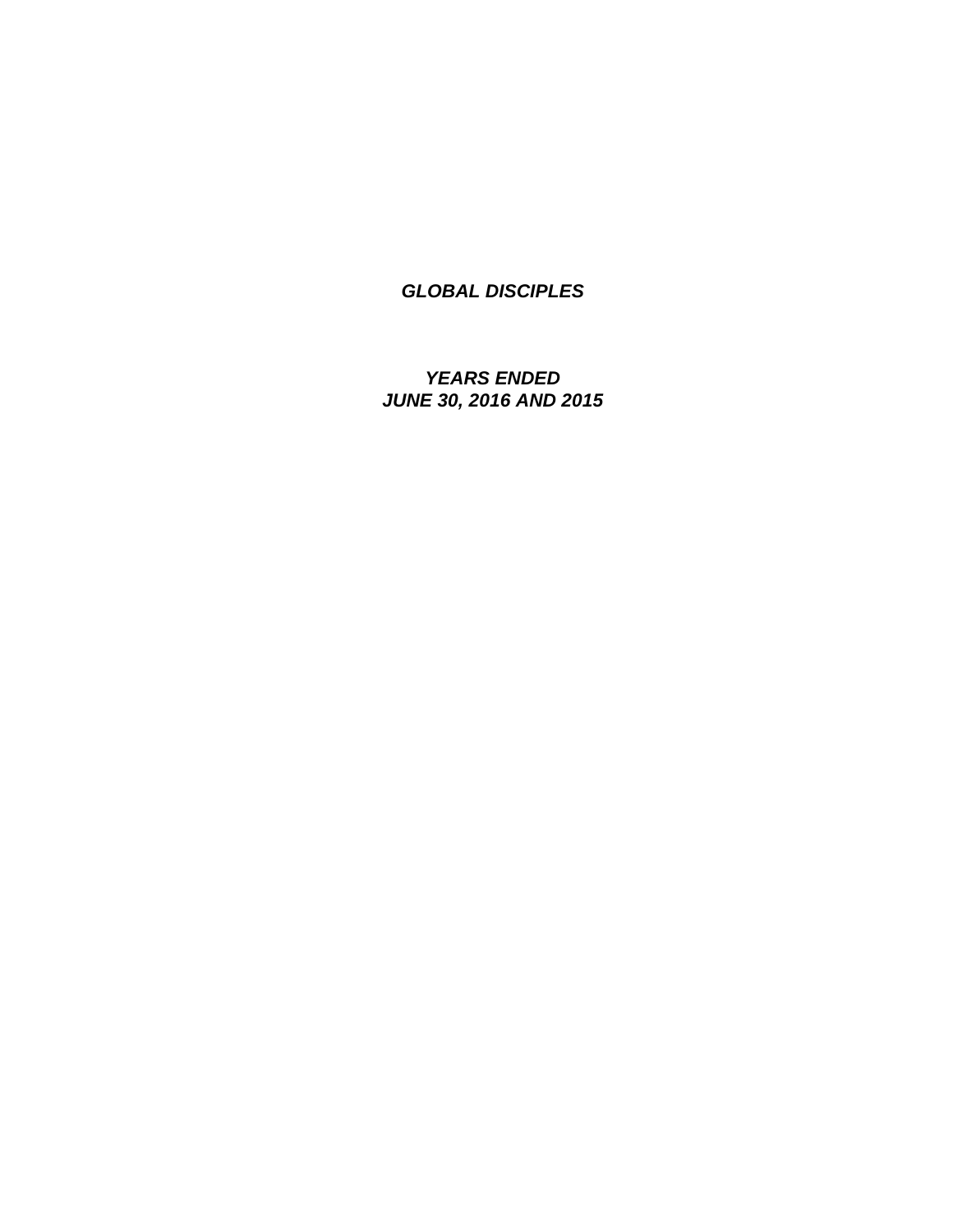***GLOBAL DISCIPLES***

***YEARS ENDED***
***JUNE 30, 2016 AND 2015***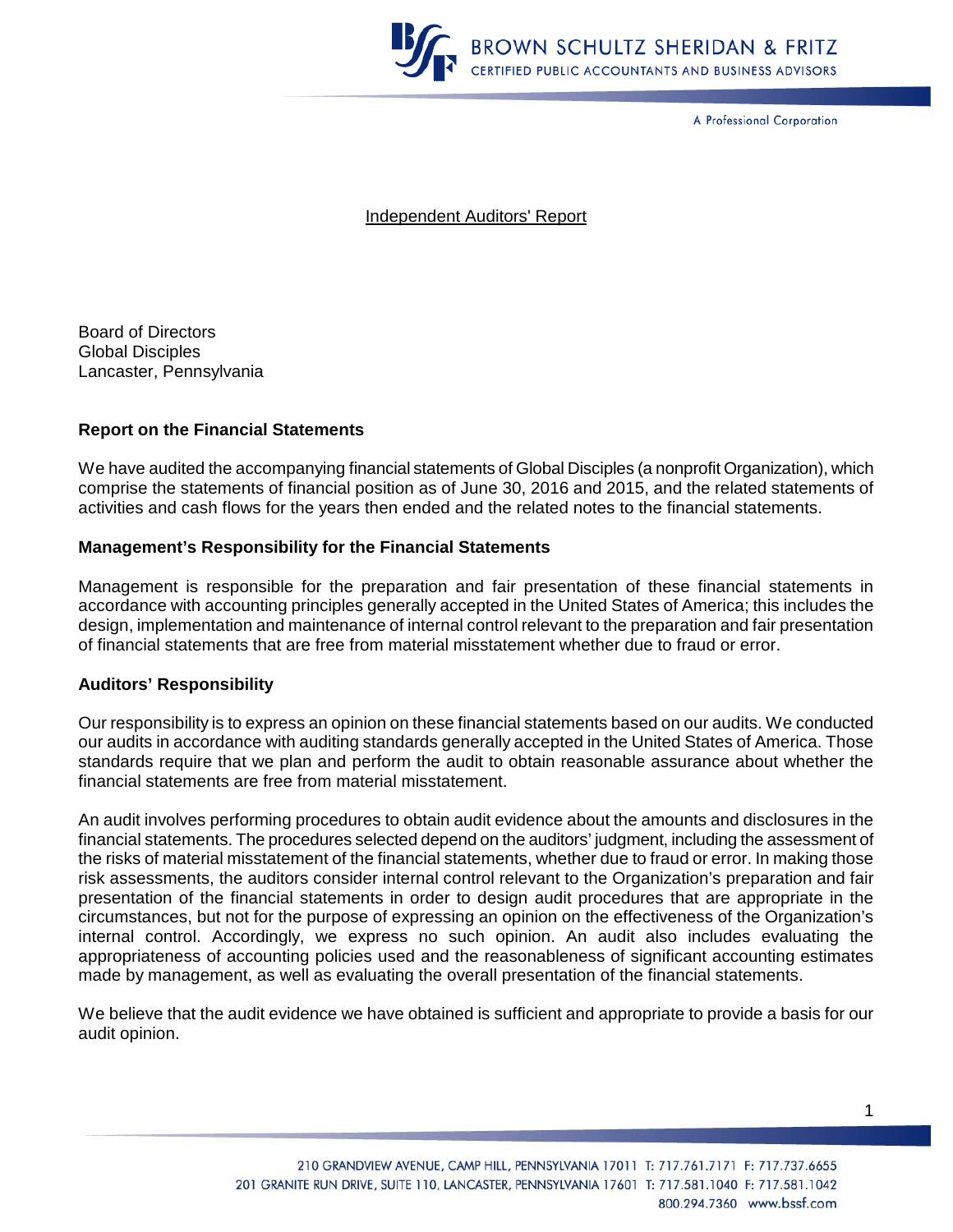BROWN SCHULTZ SHERIDAN & FRITZ
CERTIFIED PUBLIC ACCOUNTANTS AND BUSINESS ADVISORS

A Professional Corporation

Independent Auditors' Report

Board of Directors
Global Disciples
Lancaster, Pennsylvania

**Report on the Financial Statements**

We have audited the accompanying financial statements of Global Disciples (a nonprofit Organization), which comprise the statements of financial position as of June 30, 2016 and 2015, and the related statements of activities and cash flows for the years then ended and the related notes to the financial statements.

**Management's Responsibility for the Financial Statements**

Management is responsible for the preparation and fair presentation of these financial statements in accordance with accounting principles generally accepted in the United States of America; this includes the design, implementation and maintenance of internal control relevant to the preparation and fair presentation of financial statements that are free from material misstatement whether due to fraud or error.

**Auditors' Responsibility**

Our responsibility is to express an opinion on these financial statements based on our audits. We conducted our audits in accordance with auditing standards generally accepted in the United States of America. Those standards require that we plan and perform the audit to obtain reasonable assurance about whether the financial statements are free from material misstatement.

An audit involves performing procedures to obtain audit evidence about the amounts and disclosures in the financial statements. The procedures selected depend on the auditors' judgment, including the assessment of the risks of material misstatement of the financial statements, whether due to fraud or error. In making those risk assessments, the auditors consider internal control relevant to the Organization's preparation and fair presentation of the financial statements in order to design audit procedures that are appropriate in the circumstances, but not for the purpose of expressing an opinion on the effectiveness of the Organization's internal control. Accordingly, we express no such opinion. An audit also includes evaluating the appropriateness of accounting policies used and the reasonableness of significant accounting estimates made by management, as well as evaluating the overall presentation of the financial statements.

We believe that the audit evidence we have obtained is sufficient and appropriate to provide a basis for our audit opinion.

210 GRANDVIEW AVENUE, CAMP HILL, PENNSYLVANIA 17011 T: 717.761.7171 F: 717.737.6655
201 GRANITE RUN DRIVE, SUITE 110, LANCASTER, PENNSYLVANIA 17601 T: 717.581.1040 F: 717.581.1042
800.294.7360 www.bssf.com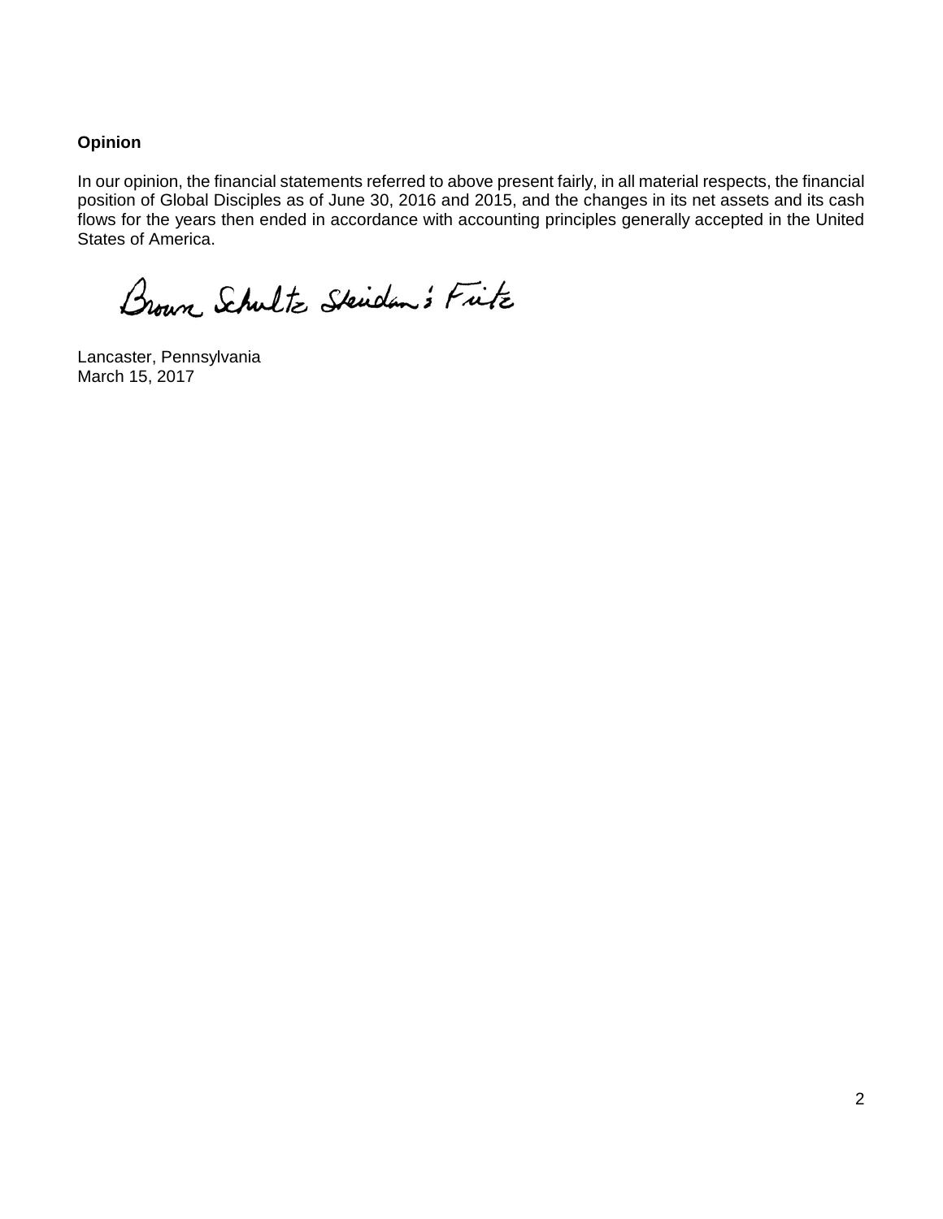### Opinion

In our opinion, the financial statements referred to above present fairly, in all material respects, the financial position of Global Disciples as of June 30, 2016 and 2015, and the changes in its net assets and its cash flows for the years then ended in accordance with accounting principles generally accepted in the United States of America.

Brown Schultz Sheridan & Fritz

Lancaster, Pennsylvania
March 15, 2017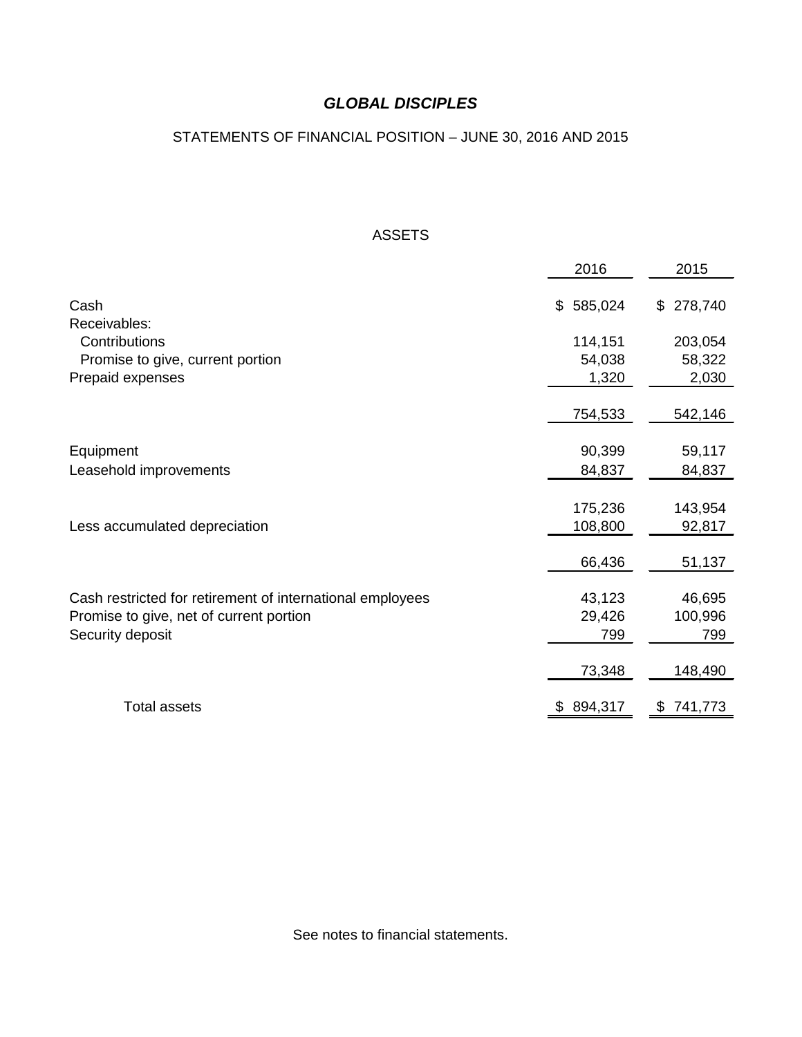# *GLOBAL DISCIPLES*

STATEMENTS OF FINANCIAL POSITION – JUNE 30, 2016 AND 2015

ASSETS

| | 2016 | 2015 |
|---|---|---|
| Cash | $ 585,024 | $ 278,740 |
| Receivables: | | |
| Contributions | 114,151 | 203,054 |
| Promise to give, current portion | 54,038 | 58,322 |
| Prepaid expenses | 1,320 | 2,030 |
| | 754,533 | 542,146 |
| Equipment | 90,399 | 59,117 |
| Leasehold improvements | 84,837 | 84,837 |
| | 175,236 | 143,954 |
| Less accumulated depreciation | 108,800 | 92,817 |
| | 66,436 | 51,137 |
| Cash restricted for retirement of international employees | 43,123 | 46,695 |
| Promise to give, net of current portion | 29,426 | 100,996 |
| Security deposit | 799 | 799 |
| | 73,348 | 148,490 |
| Total assets | $ 894,317 | $ 741,773 |

See notes to financial statements.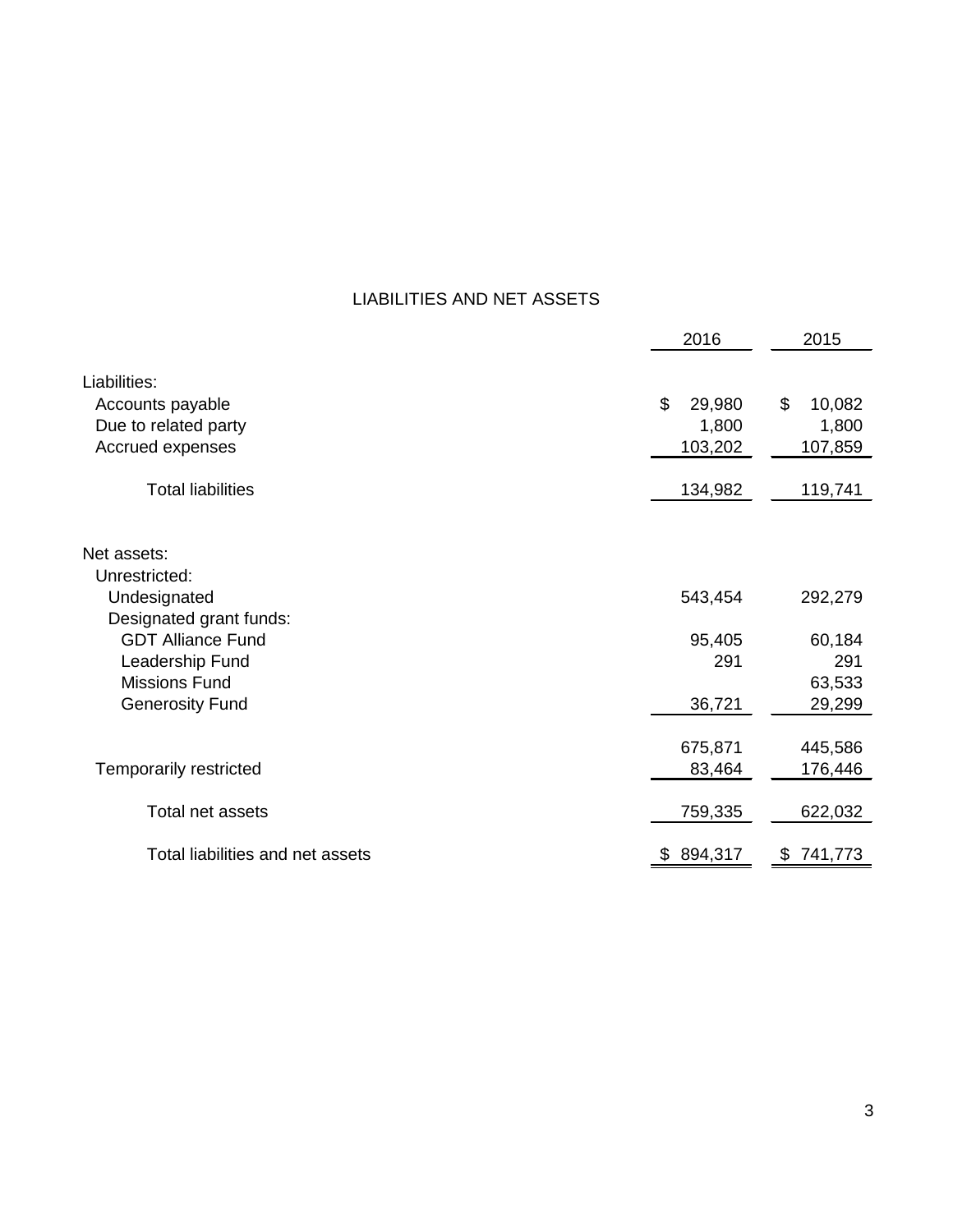## LIABILITIES AND NET ASSETS

| | 2016 | 2015 |
|---|---|---|
| Liabilities: | | |
| Accounts payable | $ 29,980 | $ 10,082 |
| Due to related party | 1,800 | 1,800 |
| Accrued expenses | 103,202 | 107,859 |
| Total liabilities | 134,982 | 119,741 |
| Net assets: | | |
| Unrestricted: | | |
| Undesignated | 543,454 | 292,279 |
| Designated grant funds: | | |
| GDT Alliance Fund | 95,405 | 60,184 |
| Leadership Fund | 291 | 291 |
| Missions Fund | | 63,533 |
| Generosity Fund | 36,721 | 29,299 |
| | 675,871 | 445,586 |
| Temporarily restricted | 83,464 | 176,446 |
| Total net assets | 759,335 | 622,032 |
| Total liabilities and net assets | $ 894,317 | $ 741,773 |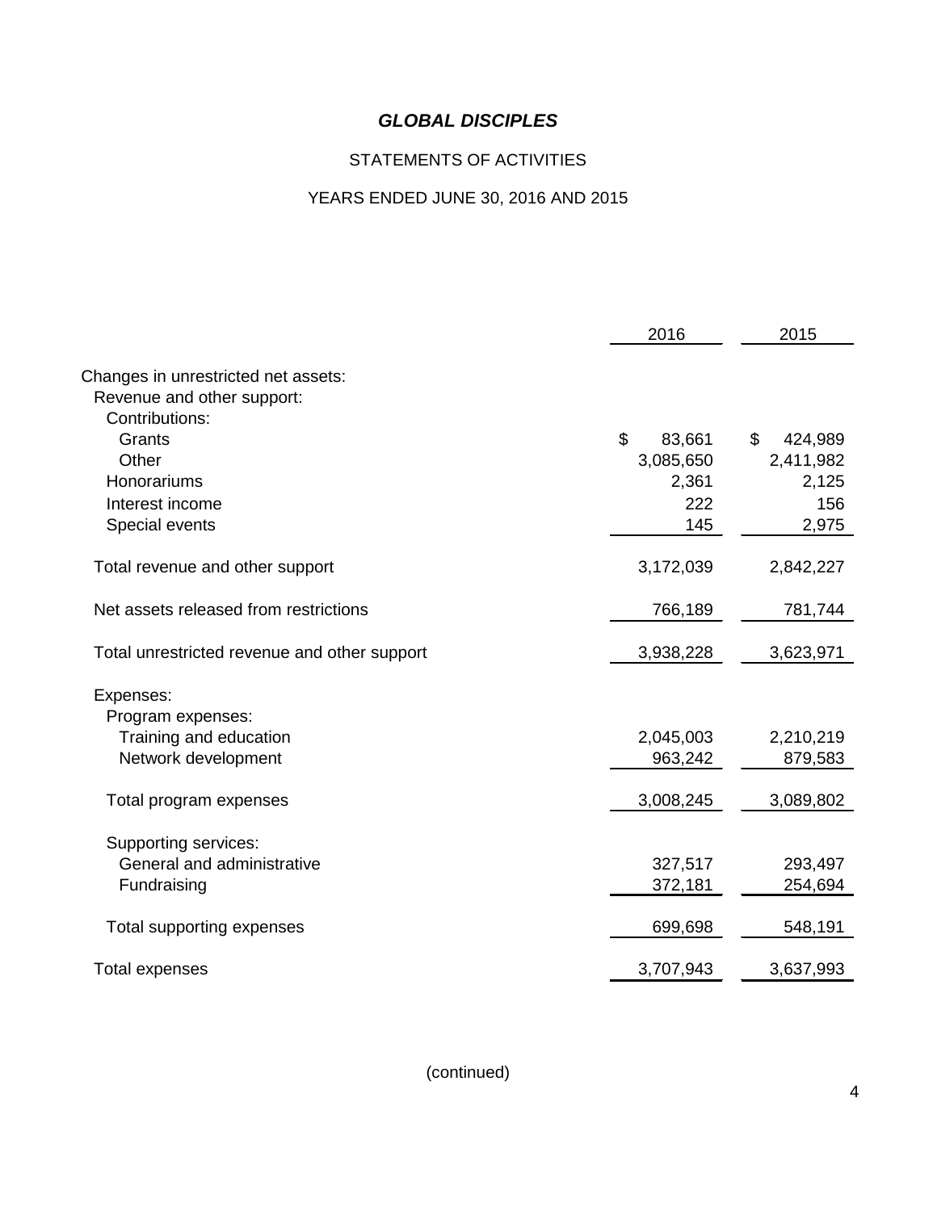# *GLOBAL DISCIPLES*

STATEMENTS OF ACTIVITIES

YEARS ENDED JUNE 30, 2016 AND 2015

| | 2016 | 2015 |
|---|---|---|
| Changes in unrestricted net assets: | | |
| Revenue and other support: | | |
| Contributions: | | |
| Grants | $ 83,661 | $ 424,989 |
| Other | 3,085,650 | 2,411,982 |
| Honorariums | 2,361 | 2,125 |
| Interest income | 222 | 156 |
| Special events | 145 | 2,975 |
| Total revenue and other support | 3,172,039 | 2,842,227 |
| Net assets released from restrictions | 766,189 | 781,744 |
| Total unrestricted revenue and other support | 3,938,228 | 3,623,971 |
| Expenses: | | |
| Program expenses: | | |
| Training and education | 2,045,003 | 2,210,219 |
| Network development | 963,242 | 879,583 |
| Total program expenses | 3,008,245 | 3,089,802 |
| Supporting services: | | |
| General and administrative | 327,517 | 293,497 |
| Fundraising | 372,181 | 254,694 |
| Total supporting expenses | 699,698 | 548,191 |
| Total expenses | 3,707,943 | 3,637,993 |

(continued)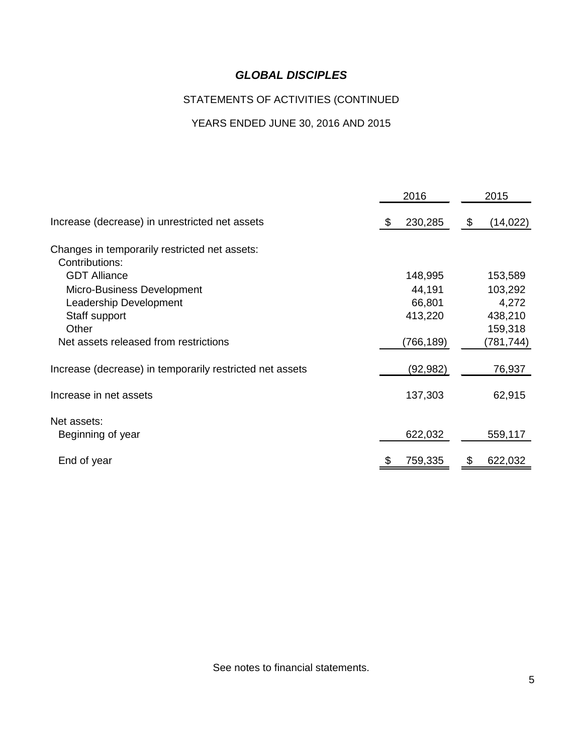# *GLOBAL DISCIPLES*

STATEMENTS OF ACTIVITIES (CONTINUED

YEARS ENDED JUNE 30, 2016 AND 2015

| | 2016 | 2015 |
|---|---|---|
| Increase (decrease) in unrestricted net assets | $ 230,285 | $ (14,022) |
| Changes in temporarily restricted net assets: | | |
| Contributions: | | |
| GDT Alliance | 148,995 | 153,589 |
| Micro-Business Development | 44,191 | 103,292 |
| Leadership Development | 66,801 | 4,272 |
| Staff support | 413,220 | 438,210 |
| Other | | 159,318 |
| Net assets released from restrictions | (766,189) | (781,744) |
| Increase (decrease) in temporarily restricted net assets | (92,982) | 76,937 |
| Increase in net assets | 137,303 | 62,915 |
| Net assets: | | |
| Beginning of year | 622,032 | 559,117 |
| End of year | $ 759,335 | $ 622,032 |

See notes to financial statements.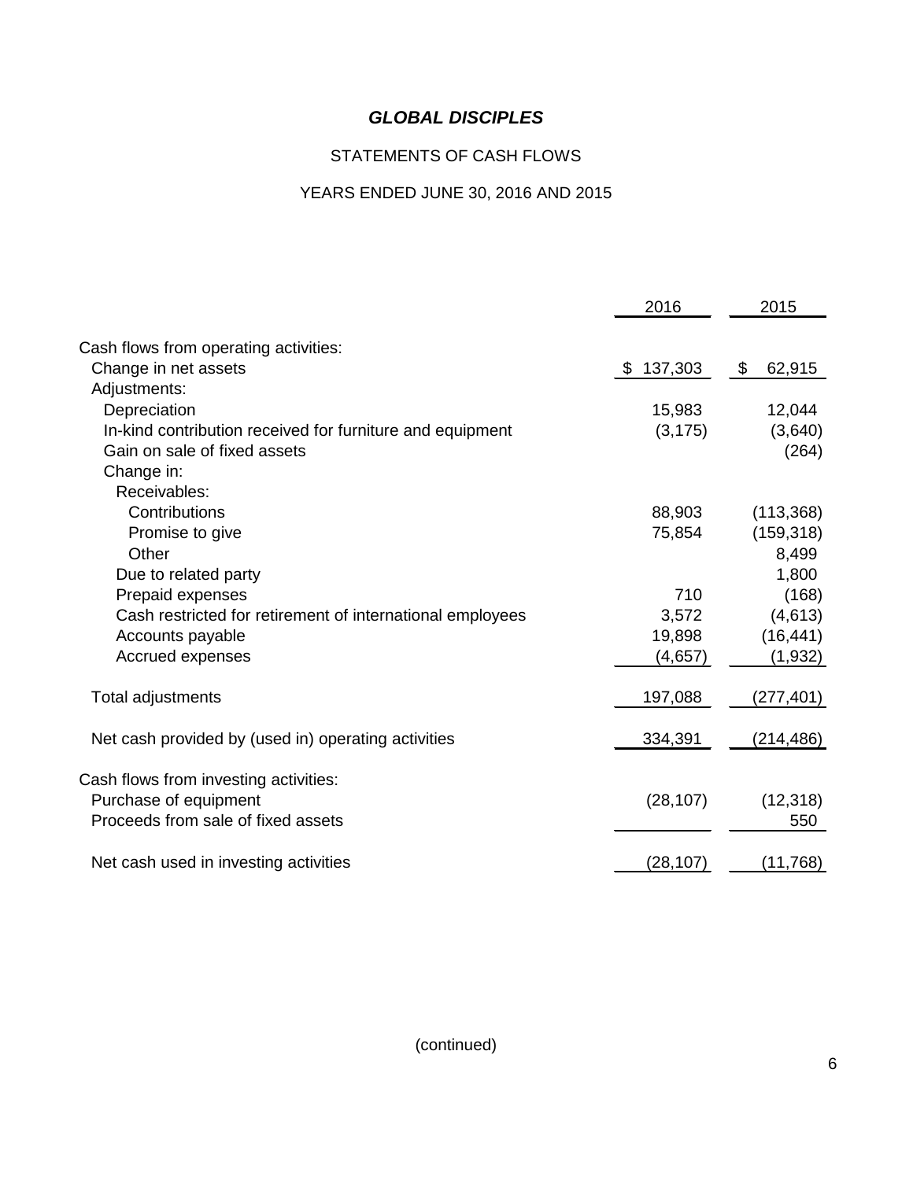# *GLOBAL DISCIPLES*

STATEMENTS OF CASH FLOWS

YEARS ENDED JUNE 30, 2016 AND 2015

| | 2016 | 2015 |
|---|---|---|
| Cash flows from operating activities: | | |
| Change in net assets | $ 137,303 | $ 62,915 |
| Adjustments: | | |
| Depreciation | 15,983 | 12,044 |
| In-kind contribution received for furniture and equipment | (3,175) | (3,640) |
| Gain on sale of fixed assets | | (264) |
| Change in: | | |
| Receivables: | | |
| Contributions | 88,903 | (113,368) |
| Promise to give | 75,854 | (159,318) |
| Other | | 8,499 |
| Due to related party | | 1,800 |
| Prepaid expenses | 710 | (168) |
| Cash restricted for retirement of international employees | 3,572 | (4,613) |
| Accounts payable | 19,898 | (16,441) |
| Accrued expenses | (4,657) | (1,932) |
| Total adjustments | 197,088 | (277,401) |
| Net cash provided by (used in) operating activities | 334,391 | (214,486) |
| Cash flows from investing activities: | | |
| Purchase of equipment | (28,107) | (12,318) |
| Proceeds from sale of fixed assets | | 550 |
| Net cash used in investing activities | (28,107) | (11,768) |

(continued)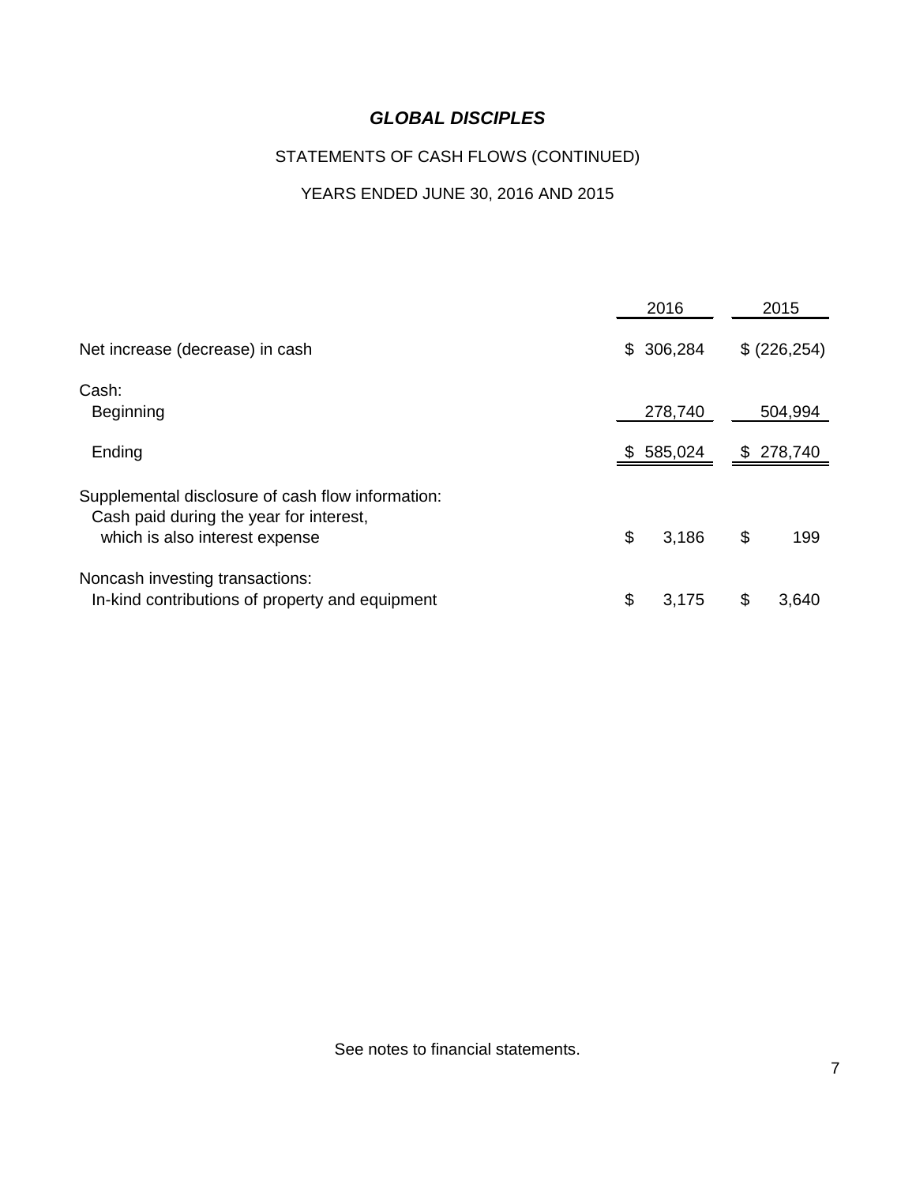# *GLOBAL DISCIPLES*

STATEMENTS OF CASH FLOWS (CONTINUED)

YEARS ENDED JUNE 30, 2016 AND 2015

| | 2016 | 2015 |
|---|---|---|
| Net increase (decrease) in cash | $ 306,284 | $ (226,254) |
| Cash: | | |
| Beginning | 278,740 | 504,994 |
| Ending | $ 585,024 | $ 278,740 |
| Supplemental disclosure of cash flow information: | | |
| Cash paid during the year for interest, which is also interest expense | $ 3,186 | $ 199 |
| Noncash investing transactions: | | |
| In-kind contributions of property and equipment | $ 3,175 | $ 3,640 |

See notes to financial statements.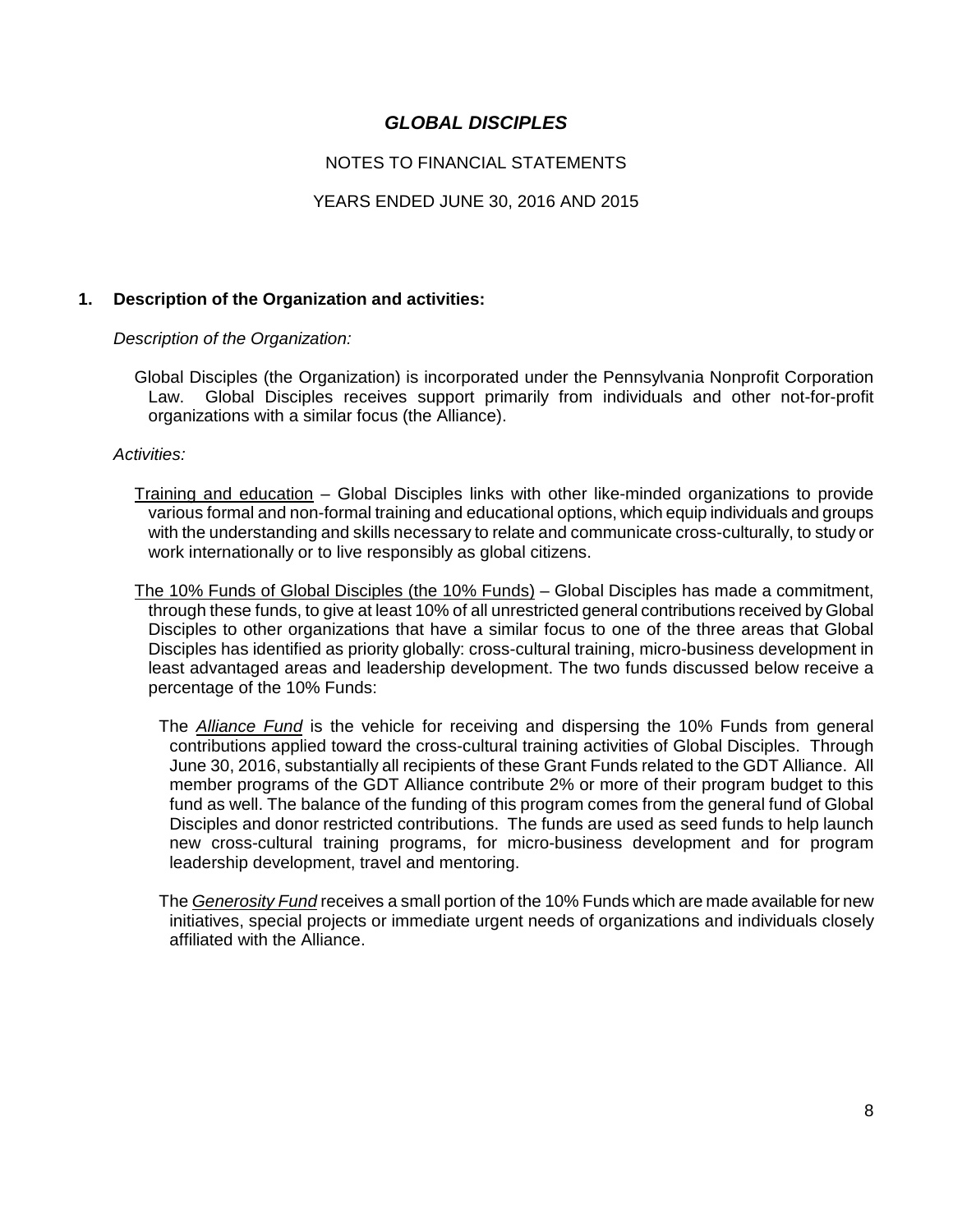# *GLOBAL DISCIPLES*

NOTES TO FINANCIAL STATEMENTS

YEARS ENDED JUNE 30, 2016 AND 2015

## 1. Description of the Organization and activities:

*Description of the Organization:*

Global Disciples (the Organization) is incorporated under the Pennsylvania Nonprofit Corporation Law. Global Disciples receives support primarily from individuals and other not-for-profit organizations with a similar focus (the Alliance).

*Activities:*

<u>Training and education</u> – Global Disciples links with other like-minded organizations to provide various formal and non-formal training and educational options, which equip individuals and groups with the understanding and skills necessary to relate and communicate cross-culturally, to study or work internationally or to live responsibly as global citizens.

<u>The 10% Funds of Global Disciples (the 10% Funds)</u> – Global Disciples has made a commitment, through these funds, to give at least 10% of all unrestricted general contributions received by Global Disciples to other organizations that have a similar focus to one of the three areas that Global Disciples has identified as priority globally: cross-cultural training, micro-business development in least advantaged areas and leadership development. The two funds discussed below receive a percentage of the 10% Funds:

The ***<u>Alliance Fund</u>*** is the vehicle for receiving and dispersing the 10% Funds from general contributions applied toward the cross-cultural training activities of Global Disciples. Through June 30, 2016, substantially all recipients of these Grant Funds related to the GDT Alliance. All member programs of the GDT Alliance contribute 2% or more of their program budget to this fund as well. The balance of the funding of this program comes from the general fund of Global Disciples and donor restricted contributions. The funds are used as seed funds to help launch new cross-cultural training programs, for micro-business development and for program leadership development, travel and mentoring.

The ***<u>Generosity Fund</u>*** receives a small portion of the 10% Funds which are made available for new initiatives, special projects or immediate urgent needs of organizations and individuals closely affiliated with the Alliance.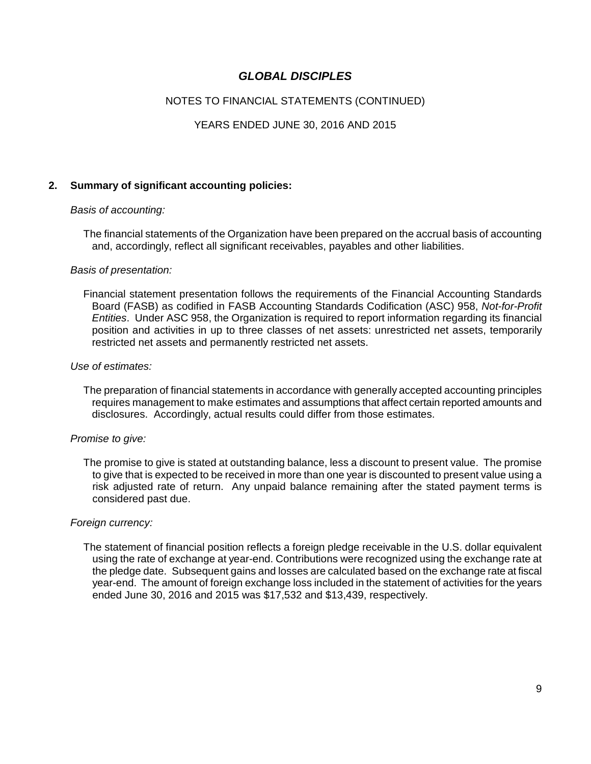# GLOBAL DISCIPLES

NOTES TO FINANCIAL STATEMENTS (CONTINUED)

YEARS ENDED JUNE 30, 2016 AND 2015

## 2. Summary of significant accounting policies:

*Basis of accounting:*

The financial statements of the Organization have been prepared on the accrual basis of accounting and, accordingly, reflect all significant receivables, payables and other liabilities.

*Basis of presentation:*

Financial statement presentation follows the requirements of the Financial Accounting Standards Board (FASB) as codified in FASB Accounting Standards Codification (ASC) 958, *Not-for-Profit Entities*. Under ASC 958, the Organization is required to report information regarding its financial position and activities in up to three classes of net assets: unrestricted net assets, temporarily restricted net assets and permanently restricted net assets.

*Use of estimates:*

The preparation of financial statements in accordance with generally accepted accounting principles requires management to make estimates and assumptions that affect certain reported amounts and disclosures. Accordingly, actual results could differ from those estimates.

*Promise to give:*

The promise to give is stated at outstanding balance, less a discount to present value. The promise to give that is expected to be received in more than one year is discounted to present value using a risk adjusted rate of return. Any unpaid balance remaining after the stated payment terms is considered past due.

*Foreign currency:*

The statement of financial position reflects a foreign pledge receivable in the U.S. dollar equivalent using the rate of exchange at year-end. Contributions were recognized using the exchange rate at the pledge date. Subsequent gains and losses are calculated based on the exchange rate at fiscal year-end. The amount of foreign exchange loss included in the statement of activities for the years ended June 30, 2016 and 2015 was $17,532 and $13,439, respectively.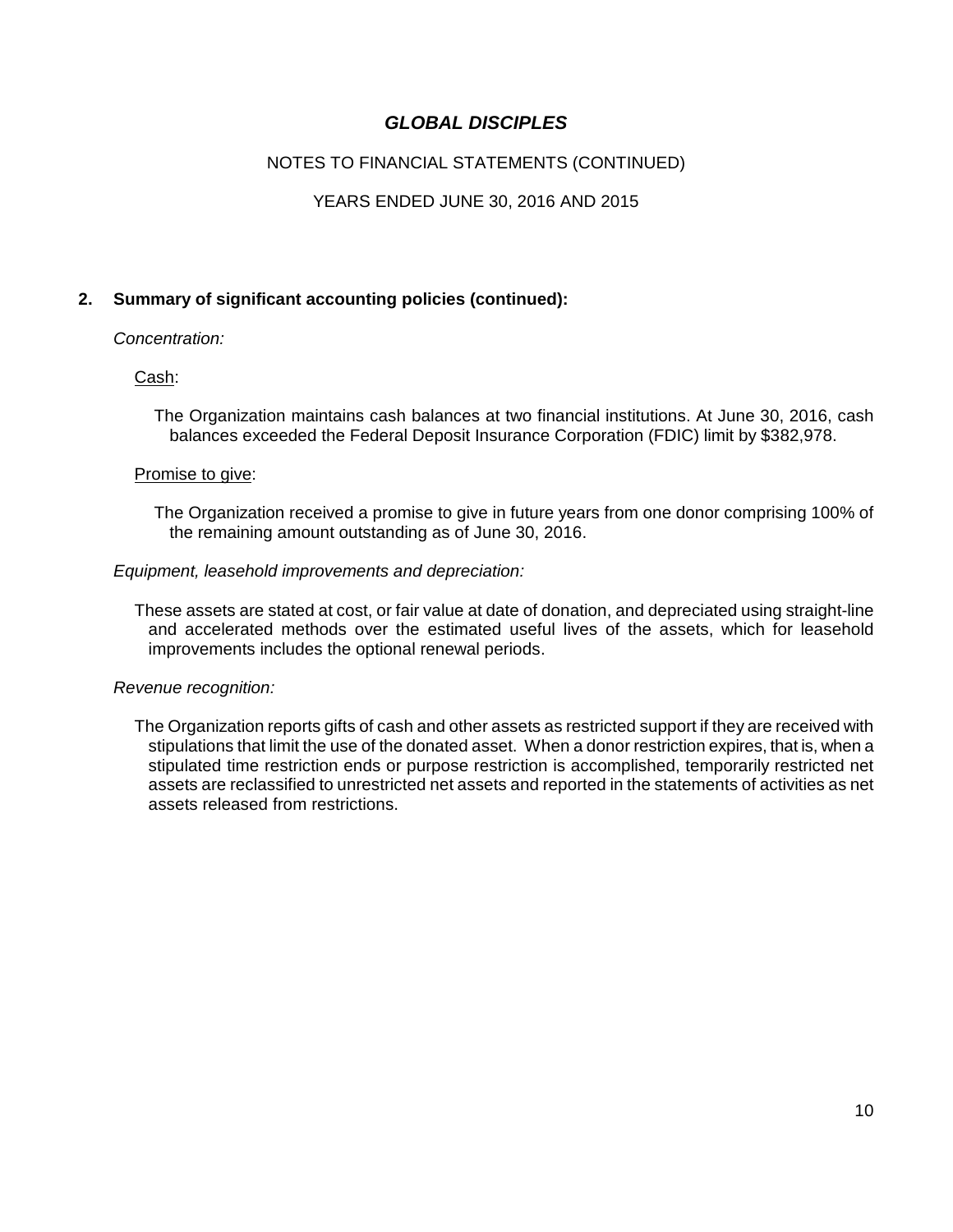## 2. Summary of significant accounting policies (continued):

*Concentration:*

Cash:

The Organization maintains cash balances at two financial institutions. At June 30, 2016, cash balances exceeded the Federal Deposit Insurance Corporation (FDIC) limit by $382,978.

Promise to give:

The Organization received a promise to give in future years from one donor comprising 100% of the remaining amount outstanding as of June 30, 2016.

*Equipment, leasehold improvements and depreciation:*

These assets are stated at cost, or fair value at date of donation, and depreciated using straight-line and accelerated methods over the estimated useful lives of the assets, which for leasehold improvements includes the optional renewal periods.

*Revenue recognition:*

The Organization reports gifts of cash and other assets as restricted support if they are received with stipulations that limit the use of the donated asset. When a donor restriction expires, that is, when a stipulated time restriction ends or purpose restriction is accomplished, temporarily restricted net assets are reclassified to unrestricted net assets and reported in the statements of activities as net assets released from restrictions.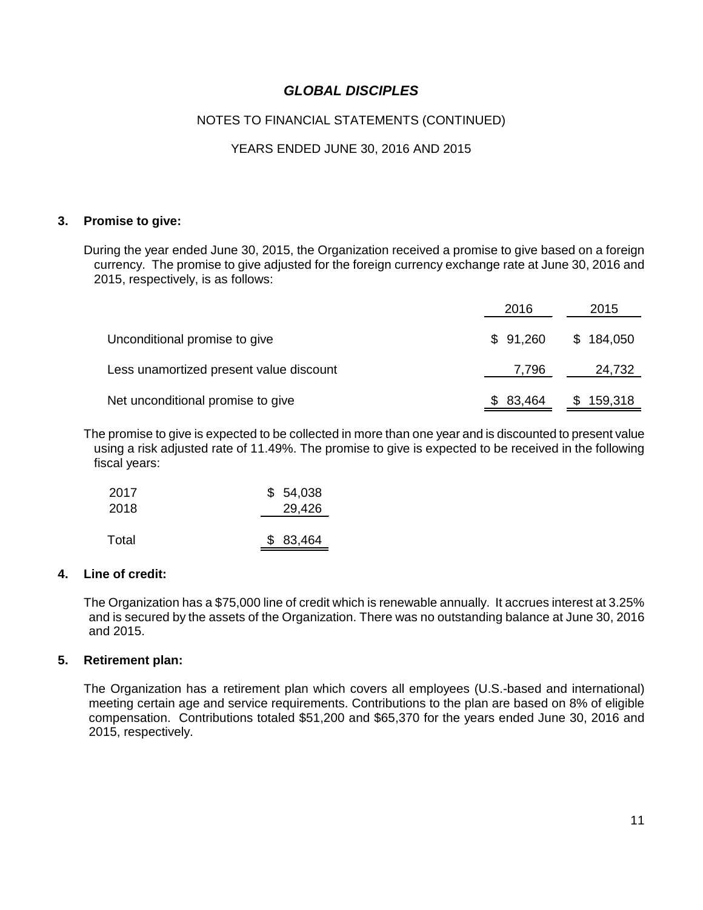# GLOBAL DISCIPLES

NOTES TO FINANCIAL STATEMENTS (CONTINUED)

YEARS ENDED JUNE 30, 2016 AND 2015

## 3. Promise to give:

During the year ended June 30, 2015, the Organization received a promise to give based on a foreign currency. The promise to give adjusted for the foreign currency exchange rate at June 30, 2016 and 2015, respectively, is as follows:

| | 2016 | 2015 |
|---|---|---|
| Unconditional promise to give | $ 91,260 | $ 184,050 |
| Less unamortized present value discount | 7,796 | 24,732 |
| Net unconditional promise to give | $ 83,464 | $ 159,318 |

The promise to give is expected to be collected in more than one year and is discounted to present value using a risk adjusted rate of 11.49%. The promise to give is expected to be received in the following fiscal years:

| | |
|---|---|
| 2017 | $ 54,038 |
| 2018 | 29,426 |
| Total | $ 83,464 |

## 4. Line of credit:

The Organization has a $75,000 line of credit which is renewable annually. It accrues interest at 3.25% and is secured by the assets of the Organization. There was no outstanding balance at June 30, 2016 and 2015.

## 5. Retirement plan:

The Organization has a retirement plan which covers all employees (U.S.-based and international) meeting certain age and service requirements. Contributions to the plan are based on 8% of eligible compensation. Contributions totaled $51,200 and $65,370 for the years ended June 30, 2016 and 2015, respectively.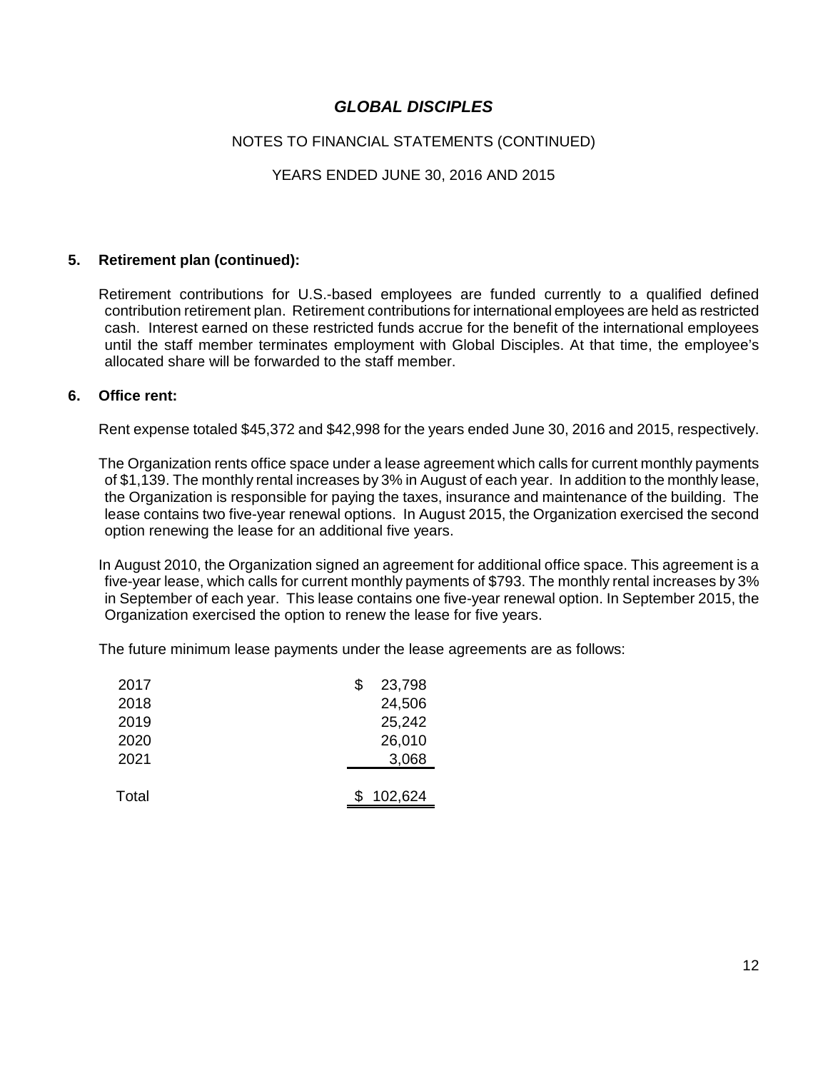# GLOBAL DISCIPLES

NOTES TO FINANCIAL STATEMENTS (CONTINUED)

YEARS ENDED JUNE 30, 2016 AND 2015

## 5. Retirement plan (continued):

Retirement contributions for U.S.-based employees are funded currently to a qualified defined contribution retirement plan. Retirement contributions for international employees are held as restricted cash. Interest earned on these restricted funds accrue for the benefit of the international employees until the staff member terminates employment with Global Disciples. At that time, the employee's allocated share will be forwarded to the staff member.

## 6. Office rent:

Rent expense totaled $45,372 and $42,998 for the years ended June 30, 2016 and 2015, respectively.

The Organization rents office space under a lease agreement which calls for current monthly payments of $1,139. The monthly rental increases by 3% in August of each year. In addition to the monthly lease, the Organization is responsible for paying the taxes, insurance and maintenance of the building. The lease contains two five-year renewal options. In August 2015, the Organization exercised the second option renewing the lease for an additional five years.

In August 2010, the Organization signed an agreement for additional office space. This agreement is a five-year lease, which calls for current monthly payments of $793. The monthly rental increases by 3% in September of each year. This lease contains one five-year renewal option. In September 2015, the Organization exercised the option to renew the lease for five years.

The future minimum lease payments under the lease agreements are as follows:

| | |
|---|---|
| 2017 | $ 23,798 |
| 2018 | 24,506 |
| 2019 | 25,242 |
| 2020 | 26,010 |
| 2021 | 3,068 |
| Total | $ 102,624 |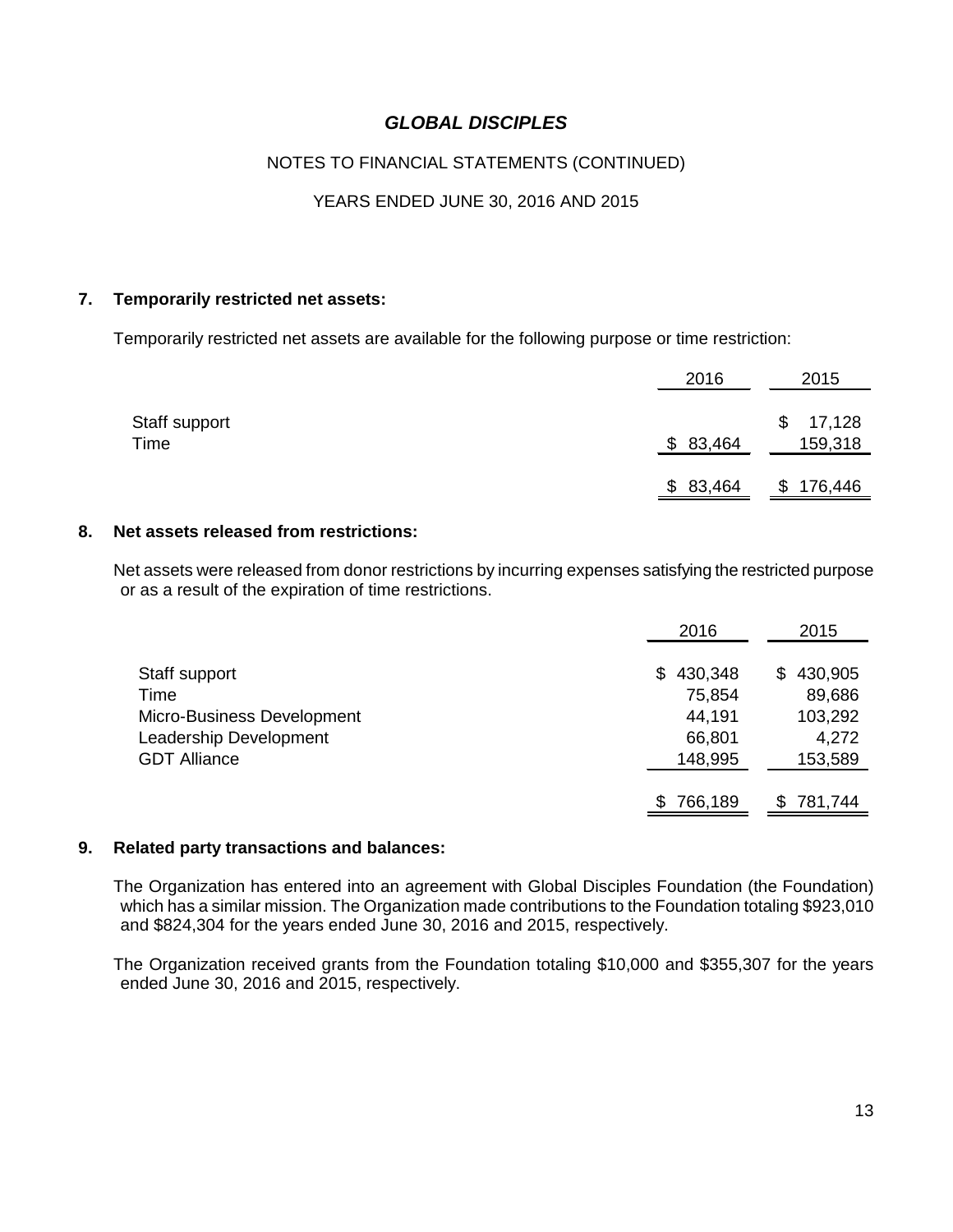# *GLOBAL DISCIPLES*

NOTES TO FINANCIAL STATEMENTS (CONTINUED)

YEARS ENDED JUNE 30, 2016 AND 2015

## 7. Temporarily restricted net assets:

Temporarily restricted net assets are available for the following purpose or time restriction:

| | 2016 | 2015 |
|---|---|---|
| Staff support | | $ 17,128 |
| Time | $ 83,464 | 159,318 |
| | $ 83,464 | $ 176,446 |

## 8. Net assets released from restrictions:

Net assets were released from donor restrictions by incurring expenses satisfying the restricted purpose or as a result of the expiration of time restrictions.

| | 2016 | 2015 |
|---|---|---|
| Staff support | $ 430,348 | $ 430,905 |
| Time | 75,854 | 89,686 |
| Micro-Business Development | 44,191 | 103,292 |
| Leadership Development | 66,801 | 4,272 |
| GDT Alliance | 148,995 | 153,589 |
| | $ 766,189 | $ 781,744 |

## 9. Related party transactions and balances:

The Organization has entered into an agreement with Global Disciples Foundation (the Foundation) which has a similar mission. The Organization made contributions to the Foundation totaling $923,010 and $824,304 for the years ended June 30, 2016 and 2015, respectively.

The Organization received grants from the Foundation totaling $10,000 and $355,307 for the years ended June 30, 2016 and 2015, respectively.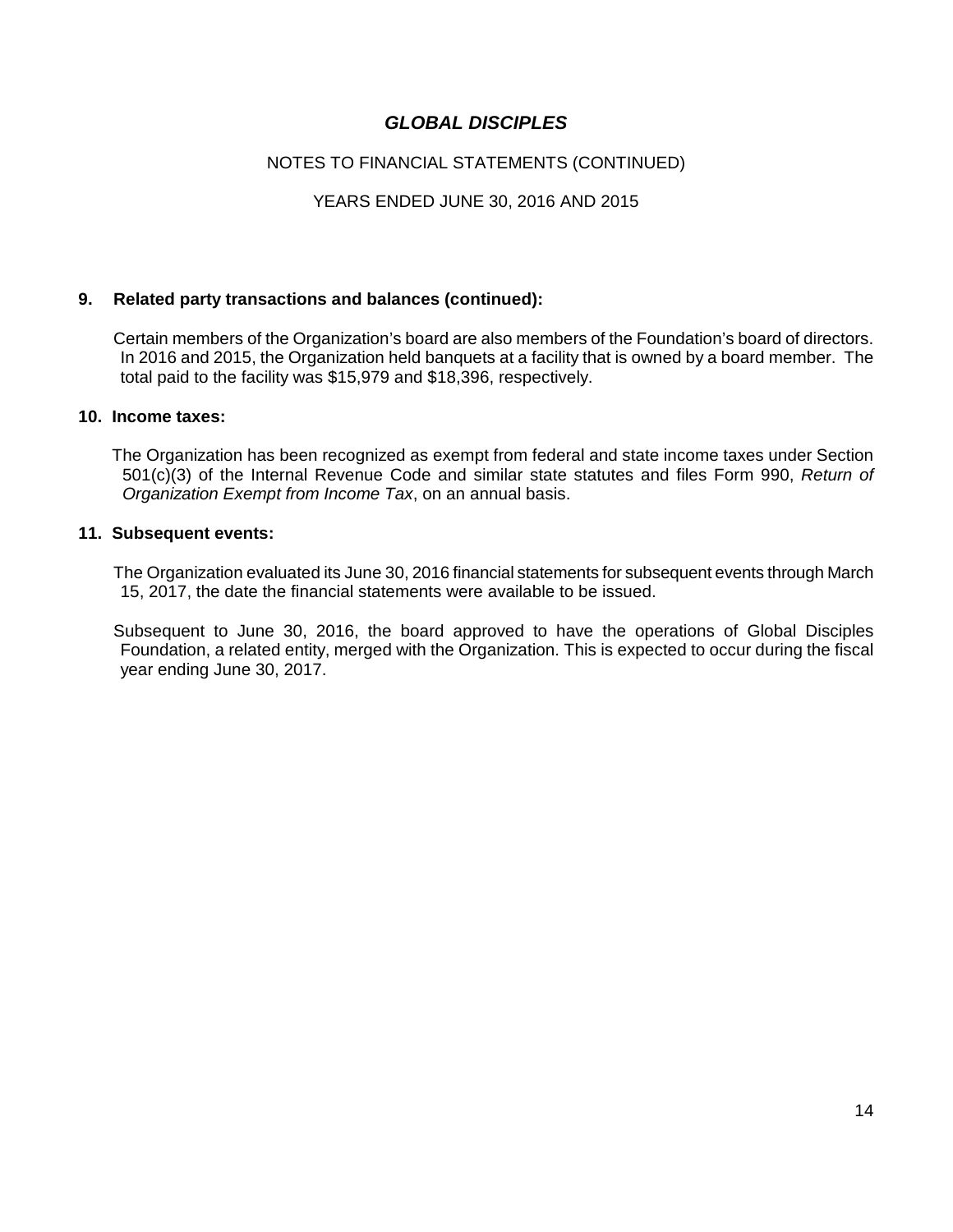# *GLOBAL DISCIPLES*

NOTES TO FINANCIAL STATEMENTS (CONTINUED)

YEARS ENDED JUNE 30, 2016 AND 2015

### 9. Related party transactions and balances (continued):

Certain members of the Organization's board are also members of the Foundation's board of directors. In 2016 and 2015, the Organization held banquets at a facility that is owned by a board member. The total paid to the facility was $15,979 and $18,396, respectively.

### 10. Income taxes:

The Organization has been recognized as exempt from federal and state income taxes under Section 501(c)(3) of the Internal Revenue Code and similar state statutes and files Form 990, *Return of Organization Exempt from Income Tax*, on an annual basis.

### 11. Subsequent events:

The Organization evaluated its June 30, 2016 financial statements for subsequent events through March 15, 2017, the date the financial statements were available to be issued.

Subsequent to June 30, 2016, the board approved to have the operations of Global Disciples Foundation, a related entity, merged with the Organization. This is expected to occur during the fiscal year ending June 30, 2017.